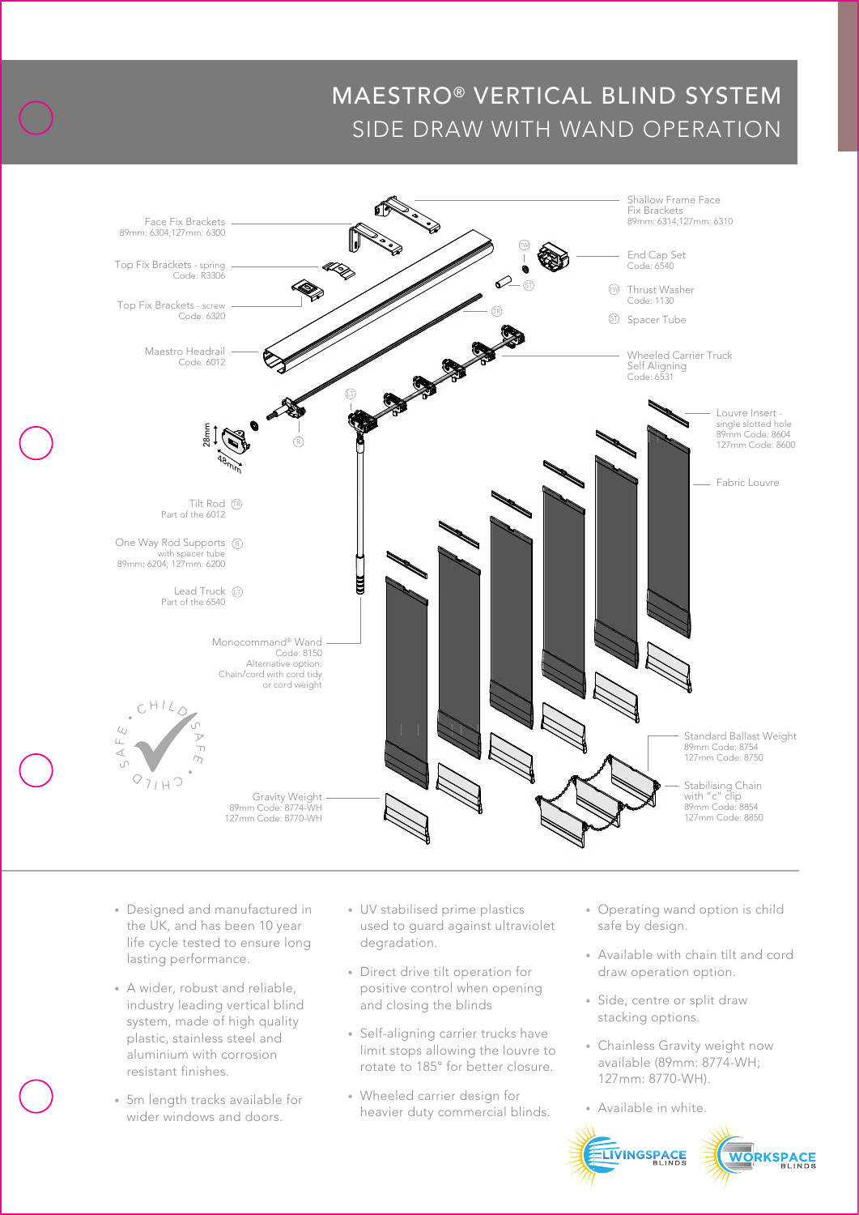# MAESTRO® VERTICAL BLIND SYSTEM

## SIDE DRAW WITH WAND OPERATION

Face Fix Brackets
89mm: 6304;127mm: 6300

Top Fix Brackets - spring
Code: R3306

Top Fix Brackets - screw
Code: 6320

Maestro Headrail
Code: 6012

28mm

48mm

Tilt Rod (TR)
Part of the 6012

One Way Rod Supports (R)
with spacer tube
89mm: 6204; 127mm: 6200

Lead Truck (LT)
Part of the 6540

Monocommand® Wand
Code: 8150
Alternative option:
Chain/cord with cord tidy
or cord weight

CHILD SAFE · CHILD SAFE ·

Gravity Weight
89mm Code: 8774-WH
127mm Code: 8770-WH

Shallow Frame Face
Fix Brackets
89mm: 6314;127mm: 6310

End Cap Set
Code: 6540

(TW) Thrust Washer
Code: 1130

(ST) Spacer Tube

Wheeled Carrier Truck
Self Aligning
Code: 6531

Louvre Insert -
single slotted hole
89mm Code: 8604
127mm Code: 8600

Fabric Louvre

Standard Ballast Weight
89mm Code: 8754
127mm Code: 8750

Stabilising Chain
with "c" clip
89mm Code: 8854
127mm Code: 8850

- Designed and manufactured in the UK, and has been 10 year life cycle tested to ensure long lasting performance.
- A wider, robust and reliable, industry leading vertical blind system, made of high quality plastic, stainless steel and aluminium with corrosion resistant finishes.
- 5m length tracks available for wider windows and doors.
- UV stabilised prime plastics used to guard against ultraviolet degradation.
- Direct drive tilt operation for positive control when opening and closing the blinds
- Self-aligning carrier trucks have limit stops allowing the louvre to rotate to 185° for better closure.
- Wheeled carrier design for heavier duty commercial blinds.
- Operating wand option is child safe by design.
- Available with chain tilt and cord draw operation option.
- Side, centre or split draw stacking options.
- Chainless Gravity weight now available (89mm: 8774-WH; 127mm: 8770-WH).
- Available in white.

LIVINGSPACE BLINDS
WORKSPACE BLINDS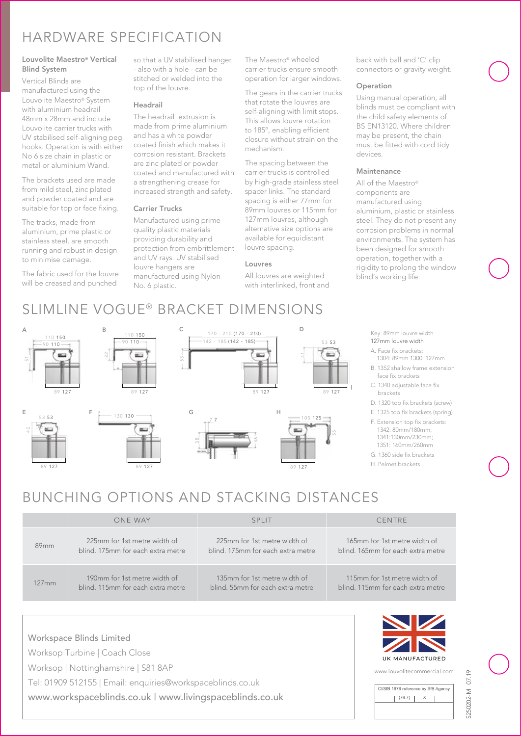# HARDWARE SPECIFICATION

### Louvolite Maestro® Vertical Blind System

Vertical Blinds are manufactured using the Louvolite Maestro® System with aluminium headrail 48mm x 28mm and include Louvolite carrier trucks with UV stabilised self-aligning peg hooks. Operation is with either No 6 size chain in plastic or metal or aluminium Wand.

The brackets used are made from mild steel, zinc plated and powder coated and are suitable for top or face fixing.

The tracks, made from aluminium, prime plastic or stainless steel, are smooth running and robust in design to minimise damage.

The fabric used for the louvre will be creased and punched so that a UV stabilised hanger - also with a hole - can be stitched or welded into the top of the louvre.

### Headrail

The headrail extrusion is made from prime aluminium and has a white powder coated finish which makes it corrosion resistant. Brackets are zinc plated or powder coated and manufactured with a strengthening crease for increased strength and safety.

### Carrier Trucks

Manufactured using prime quality plastic materials providing durability and protection from embrittlement and UV rays. UV stabilised louvre hangers are manufactured using Nylon No. 6 plastic.

The Maestro® wheeled carrier trucks ensure smooth operation for larger windows.

The gears in the carrier trucks that rotate the louvres are self-aligning with limit stops. This allows louvre rotation to 185°, enabling efficient closure without strain on the mechanism.

The spacing between the carrier trucks is controlled by high-grade stainless steel spacer links. The standard spacing is either 77mm for 89mm louvres or 115mm for 127mm louvres, although alternative size options are available for equidistant louvre spacing.

### Louvres

All louvres are weighted with interlinked, front and back with ball and 'C' clip connectors or gravity weight.

### Operation

Using manual operation, all blinds must be compliant with the child safety elements of BS EN13120. Where children may be present, the chain must be fitted with cord tidy devices.

### Maintenance

All of the Maestro® components are manufactured using aluminium, plastic or stainless steel. They do not present any corrosion problems in normal environments. The system has been designed for smooth operation, together with a rigidity to prolong the window blind's working life.

# SLIMLINE VOGUE® BRACKET DIMENSIONS

A
110 150
90 110
51
89 127

B
110 150
90 110
32
89 127

C
170 - 210 (170 - 210)
142 - 185 (142 - 185)
53
89 127

D
53 53
41
89 127

E
53 53
40
89 127

F
130 130
89 127

G
7 7
38
36

H
105 125
55
89 127

Key: 89mm louvre width
127mm louvre width

A. Face fix brackets:
1304: 89mm 1300: 127mm
B. 1352 shallow frame extension face fix brackets
C. 1340 adjustable face fix brackets
D. 1320 top fix brackets (screw)
E. 1325 top fix brackets (spring)
F. Extension top fix brackets:
1342: 80mm/180mm;
1341:130mm/230mm;
1351: 160mm/260mm
G. 1360 side fix brackets
H. Pelmet brackets

# BUNCHING OPTIONS AND STACKING DISTANCES

| | ONE WAY | SPLIT | CENTRE |
|---|---|---|---|
| 89mm | 225mm for 1st metre width of blind. 175mm for each extra metre | 225mm for 1st metre width of blind. 175mm for each extra metre | 165mm for 1st metre width of blind. 165mm for each extra metre |
| 127mm | 190mm for 1st metre width of blind. 115mm for each extra metre | 135mm for 1st metre width of blind. 55mm for each extra metre | 115mm for 1st metre width of blind. 115mm for each extra metre |

Workspace Blinds Limited
Worksop Turbine | Coach Close
Worksop | Nottinghamshire | S81 8AP
Tel: 01909 512155 | Email: enquiries@workspaceblinds.co.uk
www.workspaceblinds.co.uk | www.livingspaceblinds.co.uk

UK MANUFACTURED

www.louvolitecommercial.com

CI/SfB 1976 reference by SfB Agency
(76 7) | X

S250202-M 07.19